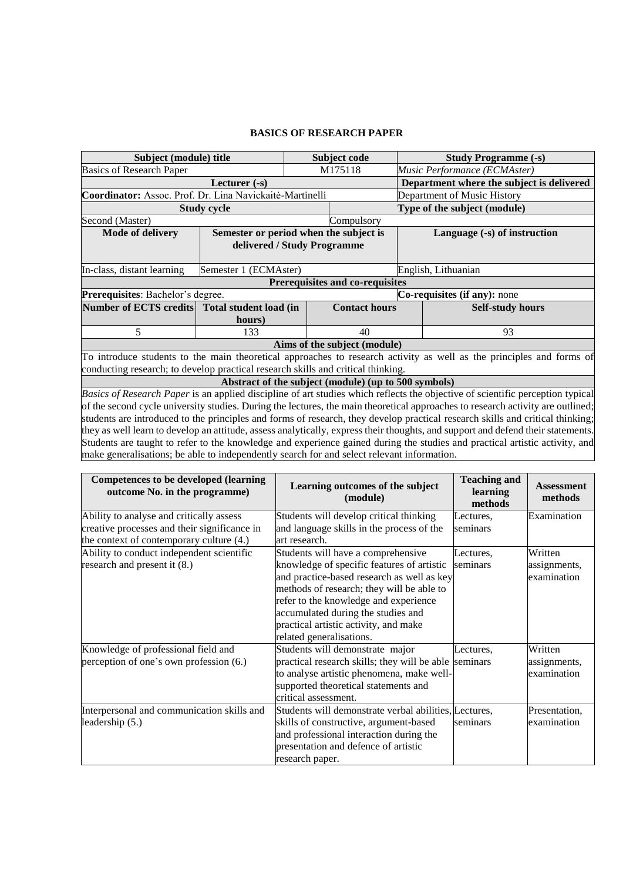# BASICS OF RESEARCH PAPER

| Subject (module) title | Subject code | Study Programme (-s) |
|---|---|---|
| Basics of Research Paper | M175118 | *Music Performance (ECMAster)* |
| **Lecturer (-s)** | | **Department where the subject is delivered** |
| **Coordinator:** Assoc. Prof. Dr. Lina Navickaitė-Martinelli | | Department of Music History |
| **Study cycle** | | **Type of the subject (module)** |
| Second (Master) | | Compulsory |

| Mode of delivery | Semester or period when the subject is delivered / Study Programme | Language (-s) of instruction |
|---|---|---|
| In-class, distant learning | Semester 1 (ECMAster) | English, Lithuanian |

| **Prerequisites and co-requisites** | |
|---|---|
| **Prerequisites**: Bachelor's degree. | **Co-requisites (if any):** none |

| Number of ECTS credits | Total student load (in hours) | Contact hours | Self-study hours |
|---|---|---|---|
| 5 | 133 | 40 | 93 |

| **Aims of the subject (module)** |
|---|
| To introduce students to the main theoretical approaches to research activity as well as the principles and forms of conducting research; to develop practical research skills and critical thinking. |
| **Abstract of the subject (module) (up to 500 symbols)** |
| *Basics of Research Paper* is an applied discipline of art studies which reflects the objective of scientific perception typical of the second cycle university studies. During the lectures, the main theoretical approaches to research activity are outlined; students are introduced to the principles and forms of research, they develop practical research skills and critical thinking; they as well learn to develop an attitude, assess analytically, express their thoughts, and support and defend their statements. Students are taught to refer to the knowledge and experience gained during the studies and practical artistic activity, and make generalisations; be able to independently search for and select relevant information. |

| Competences to be developed (learning outcome No. in the programme) | Learning outcomes of the subject (module) | Teaching and learning methods | Assessment methods |
|---|---|---|---|
| Ability to analyse and critically assess creative processes and their significance in the context of contemporary culture (4.) | Students will develop critical thinking and language skills in the process of the art research. | Lectures, seminars | Examination |
| Ability to conduct independent scientific research and present it (8.) | Students will have a comprehensive knowledge of specific features of artistic and practice-based research as well as key methods of research; they will be able to refer to the knowledge and experience accumulated during the studies and practical artistic activity, and make related generalisations. | Lectures, seminars | Written assignments, examination |
| Knowledge of professional field and perception of one's own profession (6.) | Students will demonstrate major practical research skills; they will be able to analyse artistic phenomena, make well-supported theoretical statements and critical assessment. | Lectures, seminars | Written assignments, examination |
| Interpersonal and communication skills and leadership (5.) | Students will demonstrate verbal abilities, skills of constructive, argument-based and professional interaction during the presentation and defence of artistic research paper. | Lectures, seminars | Presentation, examination |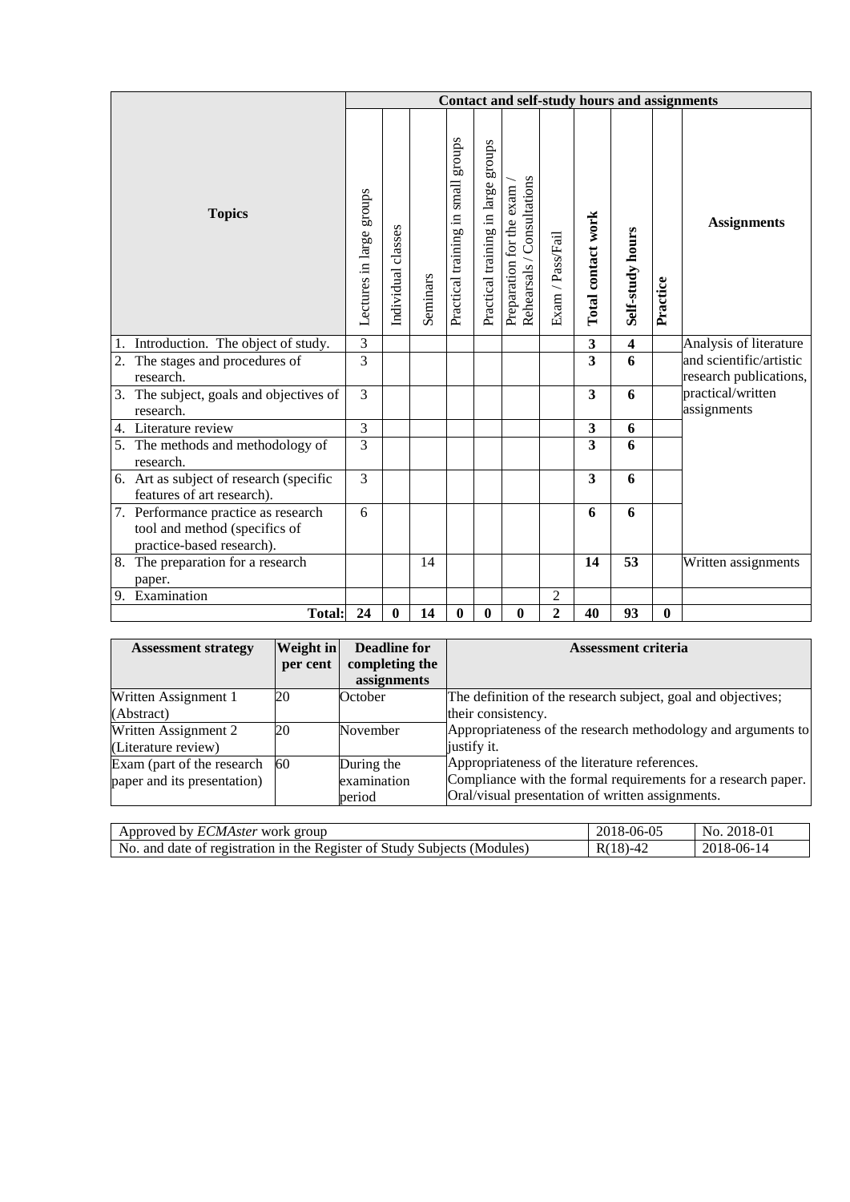| Topics | Contact and self-study hours and assignments | | | | | | | | | | |
|---|---|---|---|---|---|---|---|---|---|---|---|
| | Lectures in large groups | Individual classes | Seminars | Practical training in small groups | Practical training in large groups | Preparation for the exam / Rehearsals / Consultations | Exam / Pass/Fail | **Total contact work** | **Self-study hours** | **Practice** | **Assignments** |
| 1. Introduction. The object of study. | 3 | | | | | | | **3** | **4** | | Analysis of literature and scientific/artistic research publications, practical/written assignments |
| 2. The stages and procedures of research. | 3 | | | | | | | **3** | **6** | | |
| 3. The subject, goals and objectives of research. | 3 | | | | | | | **3** | **6** | | |
| 4. Literature review | 3 | | | | | | | **3** | **6** | | |
| 5. The methods and methodology of research. | 3 | | | | | | | **3** | **6** | | |
| 6. Art as subject of research (specific features of art research). | 3 | | | | | | | **3** | **6** | | |
| 7. Performance practice as research tool and method (specifics of practice-based research). | 6 | | | | | | | **6** | **6** | | |
| 8. The preparation for a research paper. | | | 14 | | | | | **14** | **53** | | Written assignments |
| 9. Examination | | | | | | | 2 | | | | |
| **Total:** | **24** | **0** | **14** | **0** | **0** | **0** | **2** | **40** | **93** | **0** | |

| Assessment strategy | Weight in per cent | Deadline for completing the assignments | Assessment criteria |
|---|---|---|---|
| Written Assignment 1 (Abstract) | 20 | October | The definition of the research subject, goal and objectives; their consistency.<br>Appropriateness of the research methodology and arguments to justify it.<br>Appropriateness of the literature references.<br>Compliance with the formal requirements for a research paper.<br>Oral/visual presentation of written assignments. |
| Written Assignment 2 (Literature review) | 20 | November | |
| Exam (part of the research paper and its presentation) | 60 | During the examination period | |

| | | |
|---|---|---|
| Approved by *ECMAster* work group | 2018-06-05 | No. 2018-01 |
| No. and date of registration in the Register of Study Subjects (Modules) | R(18)-42 | 2018-06-14 |